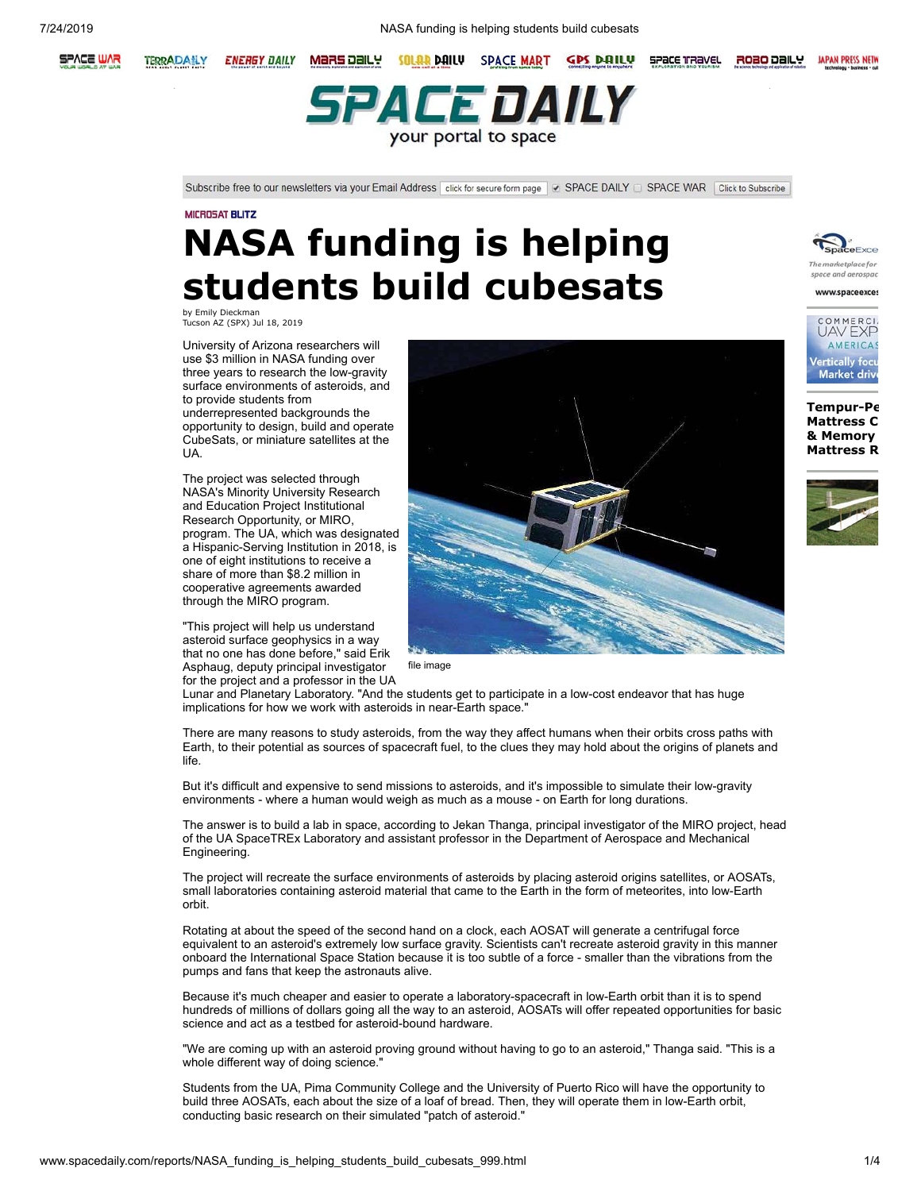MICROSAT BLITZ

# NASA funding is helping students build cubesats

by Emily Dieckman
Tucson AZ (SPX) Jul 18, 2019

University of Arizona researchers will use $3 million in NASA funding over three years to research the low-gravity surface environments of asteroids, and to provide students from underrepresented backgrounds the opportunity to design, build and operate CubeSats, or miniature satellites at the UA.

The project was selected through NASA's Minority University Research and Education Project Institutional Research Opportunity, or MIRO, program. The UA, which was designated a Hispanic-Serving Institution in 2018, is one of eight institutions to receive a share of more than $8.2 million in cooperative agreements awarded through the MIRO program.

file image

"This project will help us understand asteroid surface geophysics in a way that no one has done before," said Erik Asphaug, deputy principal investigator for the project and a professor in the UA Lunar and Planetary Laboratory. "And the students get to participate in a low-cost endeavor that has huge implications for how we work with asteroids in near-Earth space."

There are many reasons to study asteroids, from the way they affect humans when their orbits cross paths with Earth, to their potential as sources of spacecraft fuel, to the clues they may hold about the origins of planets and life.

But it's difficult and expensive to send missions to asteroids, and it's impossible to simulate their low-gravity environments - where a human would weigh as much as a mouse - on Earth for long durations.

The answer is to build a lab in space, according to Jekan Thanga, principal investigator of the MIRO project, head of the UA SpaceTREx Laboratory and assistant professor in the Department of Aerospace and Mechanical Engineering.

The project will recreate the surface environments of asteroids by placing asteroid origins satellites, or AOSATs, small laboratories containing asteroid material that came to the Earth in the form of meteorites, into low-Earth orbit.

Rotating at about the speed of the second hand on a clock, each AOSAT will generate a centrifugal force equivalent to an asteroid's extremely low surface gravity. Scientists can't recreate asteroid gravity in this manner onboard the International Space Station because it is too subtle of a force - smaller than the vibrations from the pumps and fans that keep the astronauts alive.

Because it's much cheaper and easier to operate a laboratory-spacecraft in low-Earth orbit than it is to spend hundreds of millions of dollars going all the way to an asteroid, AOSATs will offer repeated opportunities for basic science and act as a testbed for asteroid-bound hardware.

"We are coming up with an asteroid proving ground without having to go to an asteroid," Thanga said. "This is a whole different way of doing science."

Students from the UA, Pima Community College and the University of Puerto Rico will have the opportunity to build three AOSATs, each about the size of a loaf of bread. Then, they will operate them in low-Earth orbit, conducting basic research on their simulated "patch of asteroid."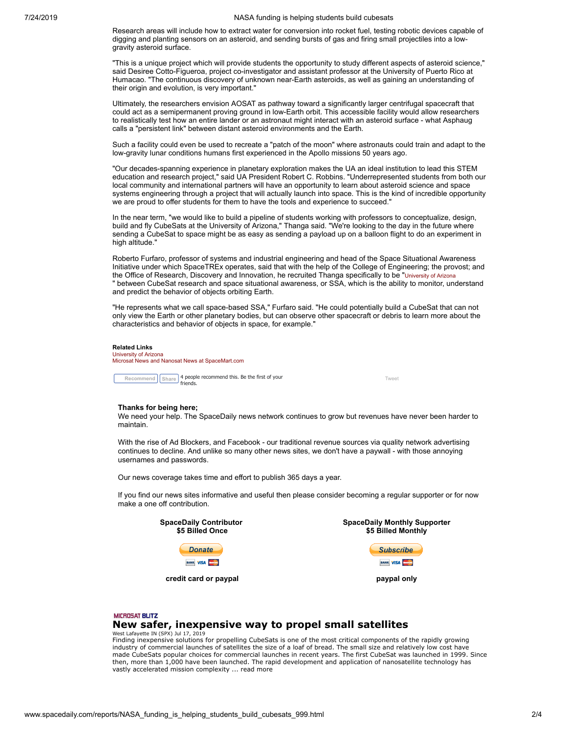Research areas will include how to extract water for conversion into rocket fuel, testing robotic devices capable of digging and planting sensors on an asteroid, and sending bursts of gas and firing small projectiles into a low-gravity asteroid surface.

"This is a unique project which will provide students the opportunity to study different aspects of asteroid science," said Desiree Cotto-Figueroa, project co-investigator and assistant professor at the University of Puerto Rico at Humacao. "The continuous discovery of unknown near-Earth asteroids, as well as gaining an understanding of their origin and evolution, is very important."

Ultimately, the researchers envision AOSAT as pathway toward a significantly larger centrifugal spacecraft that could act as a semipermanent proving ground in low-Earth orbit. This accessible facility would allow researchers to realistically test how an entire lander or an astronaut might interact with an asteroid surface - what Asphaug calls a "persistent link" between distant asteroid environments and the Earth.

Such a facility could even be used to recreate a "patch of the moon" where astronauts could train and adapt to the low-gravity lunar conditions humans first experienced in the Apollo missions 50 years ago.

"Our decades-spanning experience in planetary exploration makes the UA an ideal institution to lead this STEM education and research project," said UA President Robert C. Robbins. "Underrepresented students from both our local community and international partners will have an opportunity to learn about asteroid science and space systems engineering through a project that will actually launch into space. This is the kind of incredible opportunity we are proud to offer students for them to have the tools and experience to succeed."

In the near term, "we would like to build a pipeline of students working with professors to conceptualize, design, build and fly CubeSats at the University of Arizona," Thanga said. "We're looking to the day in the future where sending a CubeSat to space might be as easy as sending a payload up on a balloon flight to do an experiment in high altitude."

Roberto Furfaro, professor of systems and industrial engineering and head of the Space Situational Awareness Initiative under which SpaceTREx operates, said that with the help of the College of Engineering; the provost; and the Office of Research, Discovery and Innovation, he recruited Thanga specifically to be "University of Arizona " between CubeSat research and space situational awareness, or SSA, which is the ability to monitor, understand and predict the behavior of objects orbiting Earth.

"He represents what we call space-based SSA," Furfaro said. "He could potentially build a CubeSat that can not only view the Earth or other planetary bodies, but can observe other spacecraft or debris to learn more about the characteristics and behavior of objects in space, for example."

**Related Links**
University of Arizona
Microsat News and Nanosat News at SpaceMart.com

Recommend Share 4 people recommend this. Be the first of your friends. Tweet

**Thanks for being here;**
We need your help. The SpaceDaily news network continues to grow but revenues have never been harder to maintain.

With the rise of Ad Blockers, and Facebook - our traditional revenue sources via quality network advertising continues to decline. And unlike so many other news sites, we don't have a paywall - with those annoying usernames and passwords.

Our news coverage takes time and effort to publish 365 days a year.

If you find our news sites informative and useful then please consider becoming a regular supporter or for now make a one off contribution.

**SpaceDaily Contributor**
**$5 Billed Once**
Donate
**credit card or paypal**

**SpaceDaily Monthly Supporter**
**$5 Billed Monthly**
Subscribe
**paypal only**

MICROSAT BLITZ

## New safer, inexpensive way to propel small satellites

West Lafayette IN (SPX) Jul 17, 2019
Finding inexpensive solutions for propelling CubeSats is one of the most critical components of the rapidly growing industry of commercial launches of satellites the size of a loaf of bread. The small size and relatively low cost have made CubeSats popular choices for commercial launches in recent years. The first CubeSat was launched in 1999. Since then, more than 1,000 have been launched. The rapid development and application of nanosatellite technology has vastly accelerated mission complexity ... read more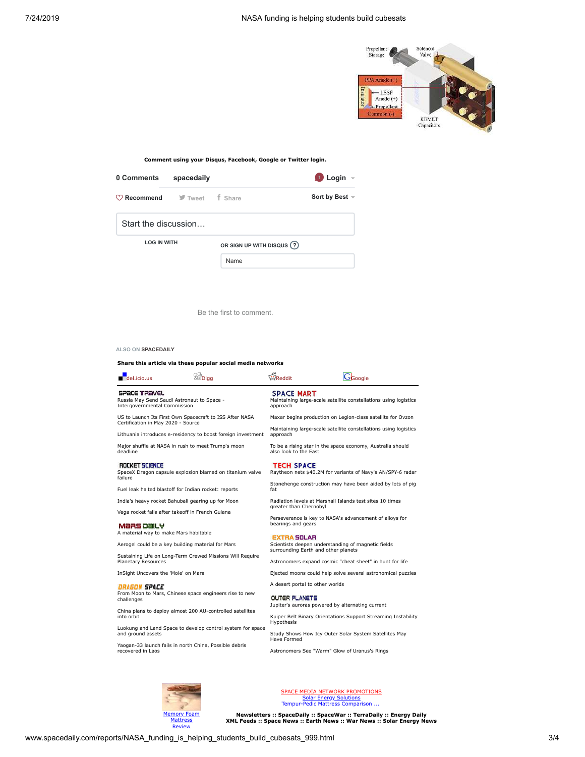Propellant Storage

Solenoid Valve

PPA Anode (+)

Insulator

LESF Anode (+)

Propellant

Common (-)

KEMET Capacitors

**Comment using your Disqus, Facebook, Google or Twitter login.**

0 Comments spacedaily

Login

Recommend Tweet Share

Sort by Best

Start the discussion…

LOG IN WITH

OR SIGN UP WITH DISQUS ?

Name

Be the first to comment.

ALSO ON **SPACEDAILY**

**Share this article via these popular social media networks**

del.icio.us Digg Reddit Google

**SPACE TRAVEL**

Russia May Send Saudi Astronaut to Space - Intergovernmental Commission

US to Launch Its First Own Spacecraft to ISS After NASA Certification in May 2020 - Source

Lithuania introduces e-residency to boost foreign investment

Major shuffle at NASA in rush to meet Trump's moon deadline

**ROCKET SCIENCE**

SpaceX Dragon capsule explosion blamed on titanium valve failure

Fuel leak halted blastoff for Indian rocket: reports

India's heavy rocket Bahubali gearing up for Moon

Vega rocket fails after takeoff in French Guiana

**MARS DAILY**

A material way to make Mars habitable

Aerogel could be a key building material for Mars

Sustaining Life on Long-Term Crewed Missions Will Require Planetary Resources

InSight Uncovers the 'Mole' on Mars

**DRAGON SPACE**

From Moon to Mars, Chinese space engineers rise to new challenges

China plans to deploy almost 200 AU-controlled satellites into orbit

Luokung and Land Space to develop control system for space and ground assets

Yaogan-33 launch fails in north China, Possible debris recovered in Laos

**SPACE MART**

Maintaining large-scale satellite constellations using logistics approach

Maxar begins production on Legion-class satellite for Ovzon

Maintaining large-scale satellite constellations using logistics approach

To be a rising star in the space economy, Australia should also look to the East

**TECH SPACE**

Raytheon nets $40.2M for variants of Navy's AN/SPY-6 radar

Stonehenge construction may have been aided by lots of pig fat

Radiation levels at Marshall Islands test sites 10 times greater than Chernobyl

Perseverance is key to NASA's advancement of alloys for bearings and gears

**EXTRA SOLAR**

Scientists deepen understanding of magnetic fields surrounding Earth and other planets

Astronomers expand cosmic "cheat sheet" in hunt for life

Ejected moons could help solve several astronomical puzzles

A desert portal to other worlds

**OUTER PLANETS**

Jupiter's auroras powered by alternating current

Kuiper Belt Binary Orientations Support Streaming Instability Hypothesis

Study Shows How Icy Outer Solar System Satellites May Have Formed

Astronomers See "Warm" Glow of Uranus's Rings

Memory Foam Mattress Review

SPACE MEDIA NETWORK PROMOTIONS
Solar Energy Solutions
Tempur-Pedic Mattress Comparison ...

**Newsletters :: SpaceDaily :: SpaceWar :: TerraDaily :: Energy Daily**
**XML Feeds :: Space News :: Earth News :: War News :: Solar Energy News**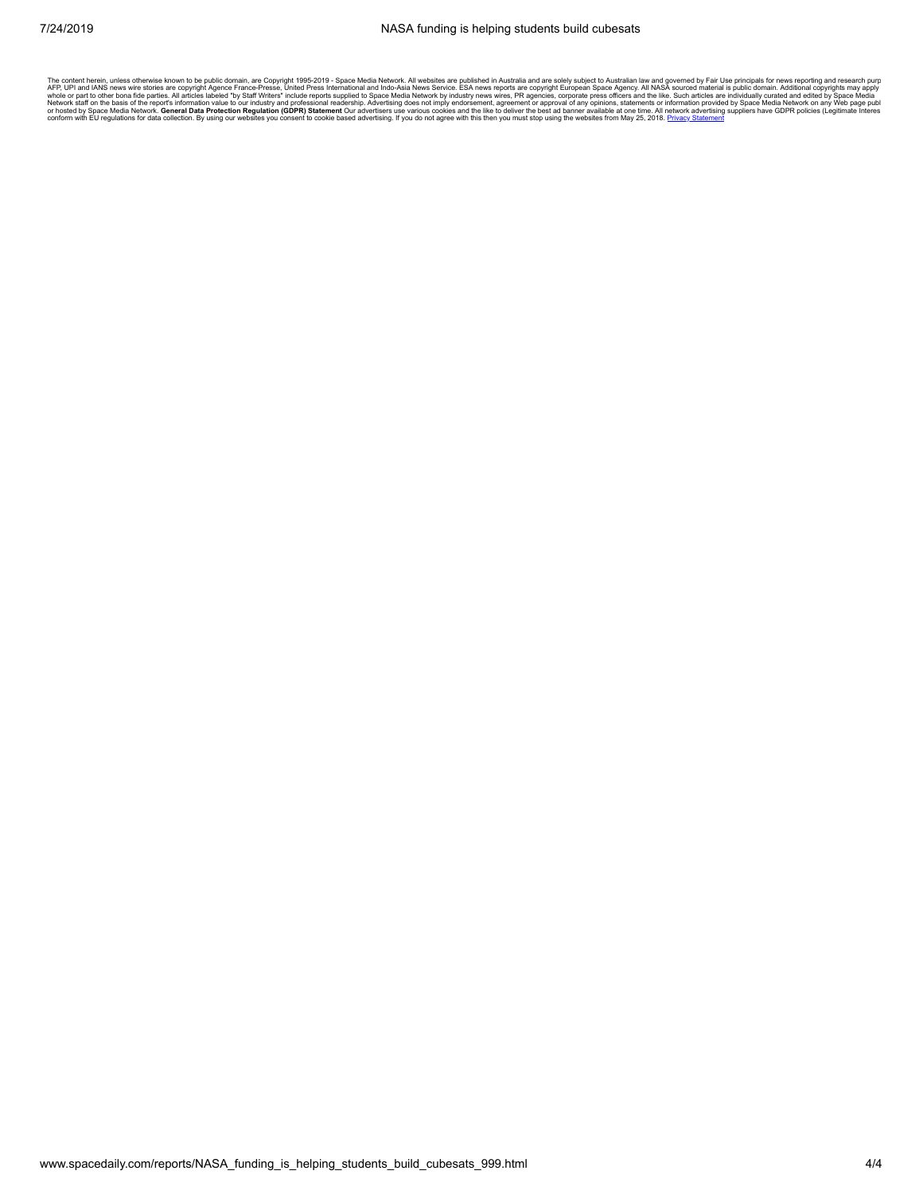The content herein, unless otherwise known to be public domain, are Copyright 1995-2019 - Space Media Network. All websites are published in Australia and are solely subject to Australian law and governed by Fair Use principals for news reporting and research purp AFP, UPI and IANS news wire stories are copyright Agence France-Presse, United Press International and Indo-Asia News Service. ESA news reports are copyright European Space Agency. All NASA sourced material is public domain. Additional copyrights may apply whole or part to other bona fide parties. All articles labeled "by Staff Writers" include reports supplied to Space Media Network by industry news wires, PR agencies, corporate press officers and the like. Such articles are individually curated and edited by Space Media Network staff on the basis of the report's information value to our industry and professional readership. Advertising does not imply endorsement, agreement or approval of any opinions, statements or information provided by Space Media Network on any Web page publ or hosted by Space Media Network. **General Data Protection Regulation (GDPR) Statement** Our advertisers use various cookies and the like to deliver the best ad banner available at one time. All network advertising suppliers have GDPR policies (Legitimate Interes conform with EU regulations for data collection. By using our websites you consent to cookie based advertising. If you do not agree with this then you must stop using the websites from May 25, 2018. Privacy Statement